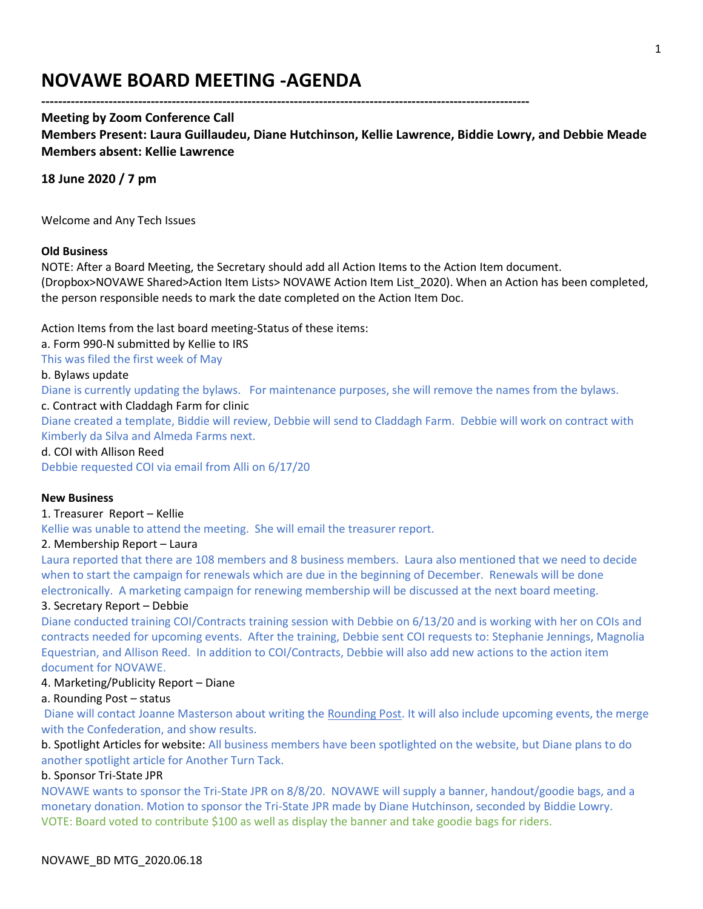# NOVAWE BOARD MEETING -AGENDA

---

**Meeting by Zoom Conference Call**
**Members Present: Laura Guillaudeu, Diane Hutchinson, Kellie Lawrence, Biddie Lowry, and Debbie Meade**
**Members absent: Kellie Lawrence**

**18 June 2020 / 7 pm**

Welcome and Any Tech Issues

**Old Business**

NOTE: After a Board Meeting, the Secretary should add all Action Items to the Action Item document. (Dropbox>NOVAWE Shared>Action Item Lists> NOVAWE Action Item List_2020). When an Action has been completed, the person responsible needs to mark the date completed on the Action Item Doc.

Action Items from the last board meeting-Status of these items:

a. Form 990-N submitted by Kellie to IRS
This was filed the first week of May

b. Bylaws update
Diane is currently updating the bylaws. For maintenance purposes, she will remove the names from the bylaws.

c. Contract with Claddagh Farm for clinic
Diane created a template, Biddie will review, Debbie will send to Claddagh Farm. Debbie will work on contract with Kimberly da Silva and Almeda Farms next.

d. COI with Allison Reed
Debbie requested COI via email from Alli on 6/17/20

**New Business**

1. Treasurer Report – Kellie
Kellie was unable to attend the meeting. She will email the treasurer report.

2. Membership Report – Laura
Laura reported that there are 108 members and 8 business members. Laura also mentioned that we need to decide when to start the campaign for renewals which are due in the beginning of December. Renewals will be done electronically. A marketing campaign for renewing membership will be discussed at the next board meeting.

3. Secretary Report – Debbie
Diane conducted training COI/Contracts training session with Debbie on 6/13/20 and is working with her on COIs and contracts needed for upcoming events. After the training, Debbie sent COI requests to: Stephanie Jennings, Magnolia Equestrian, and Allison Reed. In addition to COI/Contracts, Debbie will also add new actions to the action item document for NOVAWE.

4. Marketing/Publicity Report – Diane

a. Rounding Post – status
Diane will contact Joanne Masterson about writing the Rounding Post. It will also include upcoming events, the merge with the Confederation, and show results.

b. Spotlight Articles for website: All business members have been spotlighted on the website, but Diane plans to do another spotlight article for Another Turn Tack.

b. Sponsor Tri-State JPR
NOVAWE wants to sponsor the Tri-State JPR on 8/8/20. NOVAWE will supply a banner, handout/goodie bags, and a monetary donation. Motion to sponsor the Tri-State JPR made by Diane Hutchinson, seconded by Biddie Lowry. VOTE: Board voted to contribute $100 as well as display the banner and take goodie bags for riders.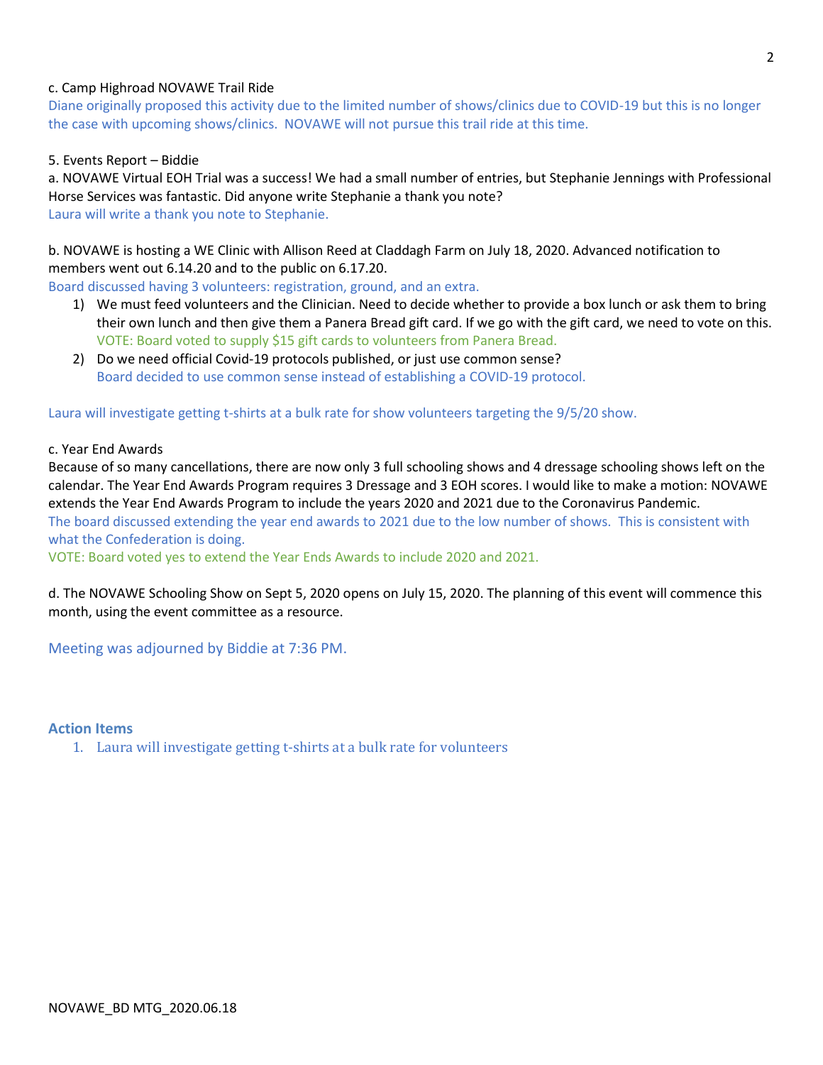c. Camp Highroad NOVAWE Trail Ride

Diane originally proposed this activity due to the limited number of shows/clinics due to COVID-19 but this is no longer the case with upcoming shows/clinics. NOVAWE will not pursue this trail ride at this time.

5. Events Report – Biddie

a. NOVAWE Virtual EOH Trial was a success! We had a small number of entries, but Stephanie Jennings with Professional Horse Services was fantastic. Did anyone write Stephanie a thank you note?

Laura will write a thank you note to Stephanie.

b. NOVAWE is hosting a WE Clinic with Allison Reed at Claddagh Farm on July 18, 2020. Advanced notification to members went out 6.14.20 and to the public on 6.17.20.

Board discussed having 3 volunteers: registration, ground, and an extra.

1) We must feed volunteers and the Clinician. Need to decide whether to provide a box lunch or ask them to bring their own lunch and then give them a Panera Bread gift card. If we go with the gift card, we need to vote on this.
   VOTE: Board voted to supply $15 gift cards to volunteers from Panera Bread.
2) Do we need official Covid-19 protocols published, or just use common sense?
   Board decided to use common sense instead of establishing a COVID-19 protocol.

Laura will investigate getting t-shirts at a bulk rate for show volunteers targeting the 9/5/20 show.

c. Year End Awards

Because of so many cancellations, there are now only 3 full schooling shows and 4 dressage schooling shows left on the calendar. The Year End Awards Program requires 3 Dressage and 3 EOH scores. I would like to make a motion: NOVAWE extends the Year End Awards Program to include the years 2020 and 2021 due to the Coronavirus Pandemic.

The board discussed extending the year end awards to 2021 due to the low number of shows. This is consistent with what the Confederation is doing.

VOTE: Board voted yes to extend the Year Ends Awards to include 2020 and 2021.

d. The NOVAWE Schooling Show on Sept 5, 2020 opens on July 15, 2020. The planning of this event will commence this month, using the event committee as a resource.

Meeting was adjourned by Biddie at 7:36 PM.

### Action Items

1. Laura will investigate getting t-shirts at a bulk rate for volunteers